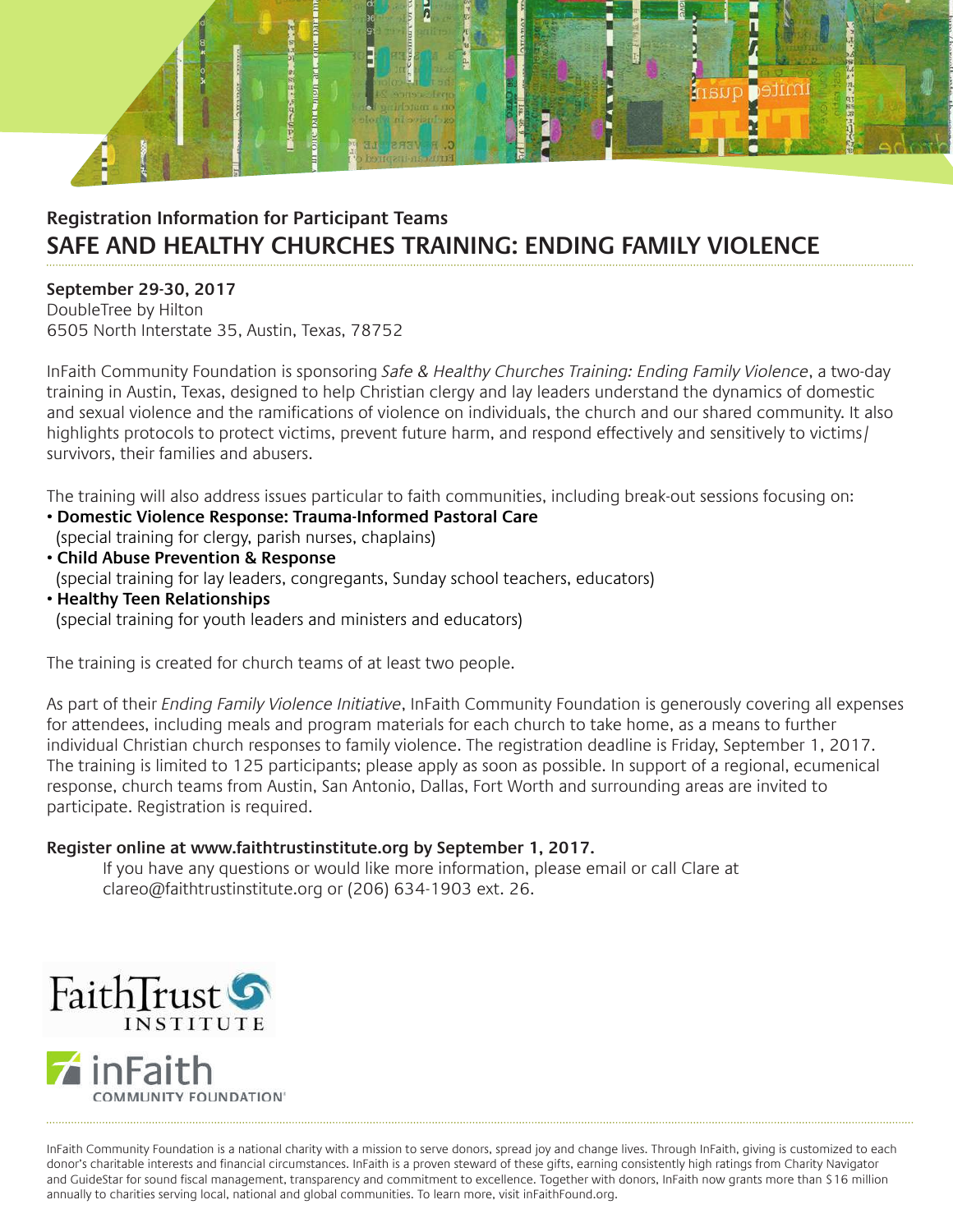Registration Information for Participant Teams

# SAFE AND HEALTHY CHURCHES TRAINING: ENDING FAMILY VIOLENCE

**September 29-30, 2017**
DoubleTree by Hilton
6505 North Interstate 35, Austin, Texas, 78752

InFaith Community Foundation is sponsoring *Safe & Healthy Churches Training: Ending Family Violence*, a two-day training in Austin, Texas, designed to help Christian clergy and lay leaders understand the dynamics of domestic and sexual violence and the ramifications of violence on individuals, the church and our shared community. It also highlights protocols to protect victims, prevent future harm, and respond effectively and sensitively to victims/survivors, their families and abusers.

The training will also address issues particular to faith communities, including break-out sessions focusing on:

- **Domestic Violence Response: Trauma-Informed Pastoral Care**
  (special training for clergy, parish nurses, chaplains)
- **Child Abuse Prevention & Response**
  (special training for lay leaders, congregants, Sunday school teachers, educators)
- **Healthy Teen Relationships**
  (special training for youth leaders and ministers and educators)

The training is created for church teams of at least two people.

As part of their *Ending Family Violence Initiative*, InFaith Community Foundation is generously covering all expenses for attendees, including meals and program materials for each church to take home, as a means to further individual Christian church responses to family violence. The registration deadline is Friday, September 1, 2017. The training is limited to 125 participants; please apply as soon as possible. In support of a regional, ecumenical response, church teams from Austin, San Antonio, Dallas, Fort Worth and surrounding areas are invited to participate. Registration is required.

**Register online at www.faithtrustinstitute.org by September 1, 2017.**

If you have any questions or would like more information, please email or call Clare at clareo@faithtrustinstitute.org or (206) 634-1903 ext. 26.

FaithTrust INSTITUTE

inFaith COMMUNITY FOUNDATION

InFaith Community Foundation is a national charity with a mission to serve donors, spread joy and change lives. Through InFaith, giving is customized to each donor's charitable interests and financial circumstances. InFaith is a proven steward of these gifts, earning consistently high ratings from Charity Navigator and GuideStar for sound fiscal management, transparency and commitment to excellence. Together with donors, InFaith now grants more than $16 million annually to charities serving local, national and global communities. To learn more, visit inFaithFound.org.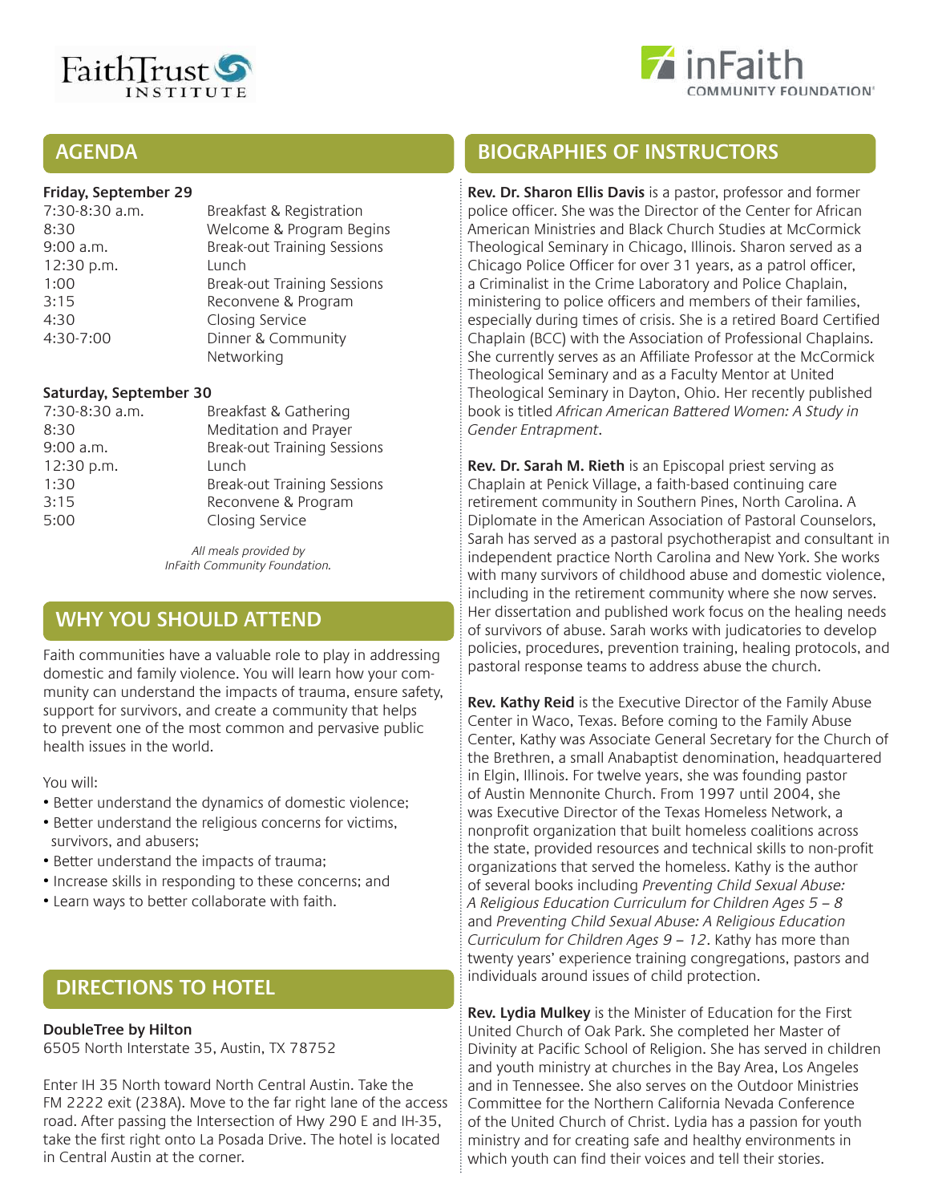FaithTrust INSTITUTE

inFaith COMMUNITY FOUNDATION®

## AGENDA

**Friday, September 29**

| | |
|---|---|
| 7:30-8:30 a.m. | Breakfast & Registration |
| 8:30 | Welcome & Program Begins |
| 9:00 a.m. | Break-out Training Sessions |
| 12:30 p.m. | Lunch |
| 1:00 | Break-out Training Sessions |
| 3:15 | Reconvene & Program |
| 4:30 | Closing Service |
| 4:30-7:00 | Dinner & Community Networking |

**Saturday, September 30**

| | |
|---|---|
| 7:30-8:30 a.m. | Breakfast & Gathering |
| 8:30 | Meditation and Prayer |
| 9:00 a.m. | Break-out Training Sessions |
| 12:30 p.m. | Lunch |
| 1:30 | Break-out Training Sessions |
| 3:15 | Reconvene & Program |
| 5:00 | Closing Service |

*All meals provided by InFaith Community Foundation.*

## WHY YOU SHOULD ATTEND

Faith communities have a valuable role to play in addressing domestic and family violence. You will learn how your community can understand the impacts of trauma, ensure safety, support for survivors, and create a community that helps to prevent one of the most common and pervasive public health issues in the world.

You will:

- Better understand the dynamics of domestic violence;
- Better understand the religious concerns for victims, survivors, and abusers;
- Better understand the impacts of trauma;
- Increase skills in responding to these concerns; and
- Learn ways to better collaborate with faith.

## DIRECTIONS TO HOTEL

**DoubleTree by Hilton**
6505 North Interstate 35, Austin, TX 78752

Enter IH 35 North toward North Central Austin. Take the FM 2222 exit (238A). Move to the far right lane of the access road. After passing the Intersection of Hwy 290 E and IH-35, take the first right onto La Posada Drive. The hotel is located in Central Austin at the corner.

## BIOGRAPHIES OF INSTRUCTORS

**Rev. Dr. Sharon Ellis Davis** is a pastor, professor and former police officer. She was the Director of the Center for African American Ministries and Black Church Studies at McCormick Theological Seminary in Chicago, Illinois. Sharon served as a Chicago Police Officer for over 31 years, as a patrol officer, a Criminalist in the Crime Laboratory and Police Chaplain, ministering to police officers and members of their families, especially during times of crisis. She is a retired Board Certified Chaplain (BCC) with the Association of Professional Chaplains. She currently serves as an Affiliate Professor at the McCormick Theological Seminary and as a Faculty Mentor at United Theological Seminary in Dayton, Ohio. Her recently published book is titled *African American Battered Women: A Study in Gender Entrapment*.

**Rev. Dr. Sarah M. Rieth** is an Episcopal priest serving as Chaplain at Penick Village, a faith-based continuing care retirement community in Southern Pines, North Carolina. A Diplomate in the American Association of Pastoral Counselors, Sarah has served as a pastoral psychotherapist and consultant in independent practice North Carolina and New York. She works with many survivors of childhood abuse and domestic violence, including in the retirement community where she now serves. Her dissertation and published work focus on the healing needs of survivors of abuse. Sarah works with judicatories to develop policies, procedures, prevention training, healing protocols, and pastoral response teams to address abuse the church.

**Rev. Kathy Reid** is the Executive Director of the Family Abuse Center in Waco, Texas. Before coming to the Family Abuse Center, Kathy was Associate General Secretary for the Church of the Brethren, a small Anabaptist denomination, headquartered in Elgin, Illinois. For twelve years, she was founding pastor of Austin Mennonite Church. From 1997 until 2004, she was Executive Director of the Texas Homeless Network, a nonprofit organization that built homeless coalitions across the state, provided resources and technical skills to non-profit organizations that served the homeless. Kathy is the author of several books including *Preventing Child Sexual Abuse: A Religious Education Curriculum for Children Ages 5 – 8* and *Preventing Child Sexual Abuse: A Religious Education Curriculum for Children Ages 9 – 12*. Kathy has more than twenty years' experience training congregations, pastors and individuals around issues of child protection.

**Rev. Lydia Mulkey** is the Minister of Education for the First United Church of Oak Park. She completed her Master of Divinity at Pacific School of Religion. She has served in children and youth ministry at churches in the Bay Area, Los Angeles and in Tennessee. She also serves on the Outdoor Ministries Committee for the Northern California Nevada Conference of the United Church of Christ. Lydia has a passion for youth ministry and for creating safe and healthy environments in which youth can find their voices and tell their stories.